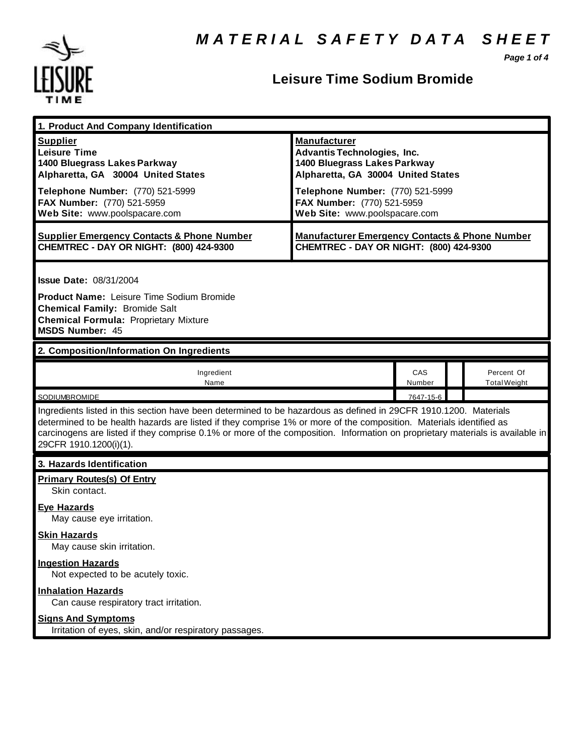# MATERIAL SAFETY DATA SHEET

## Leisure Time Sodium Bromide

### 1. Product And Company Identification

| **Supplier** | **Manufacturer** |
|---|---|
| **Leisure Time**<br>**1400 Bluegrass Lakes Parkway**<br>**Alpharetta, GA 30004 United States** | **Advantis Technologies, Inc.**<br>**1400 Bluegrass Lakes Parkway**<br>**Alpharetta, GA 30004 United States** |
| **Telephone Number:** (770) 521-5999<br>**FAX Number:** (770) 521-5959<br>**Web Site:** www.poolspacare.com | **Telephone Number:** (770) 521-5999<br>**FAX Number:** (770) 521-5959<br>**Web Site:** www.poolspacare.com |
| **Supplier Emergency Contacts & Phone Number**<br>**CHEMTREC - DAY OR NIGHT: (800) 424-9300** | **Manufacturer Emergency Contacts & Phone Number**<br>**CHEMTREC - DAY OR NIGHT: (800) 424-9300** |

**Issue Date:** 08/31/2004

**Product Name:** Leisure Time Sodium Bromide
**Chemical Family:** Bromide Salt
**Chemical Formula:** Proprietary Mixture
**MSDS Number:** 45

### 2. Composition/Information On Ingredients

| Ingredient Name | CAS Number | | Percent Of Total Weight |
|---|---|---|---|
| SODIUMBROMIDE | 7647-15-6 | | |

Ingredients listed in this section have been determined to be hazardous as defined in 29CFR 1910.1200. Materials determined to be health hazards are listed if they comprise 1% or more of the composition. Materials identified as carcinogens are listed if they comprise 0.1% or more of the composition. Information on proprietary materials is available in 29CFR 1910.1200(i)(1).

### 3. Hazards Identification

**Primary Routes(s) Of Entry**
Skin contact.

**Eye Hazards**
May cause eye irritation.

**Skin Hazards**
May cause skin irritation.

**Ingestion Hazards**
Not expected to be acutely toxic.

**Inhalation Hazards**
Can cause respiratory tract irritation.

**Signs And Symptoms**
Irritation of eyes, skin, and/or respiratory passages.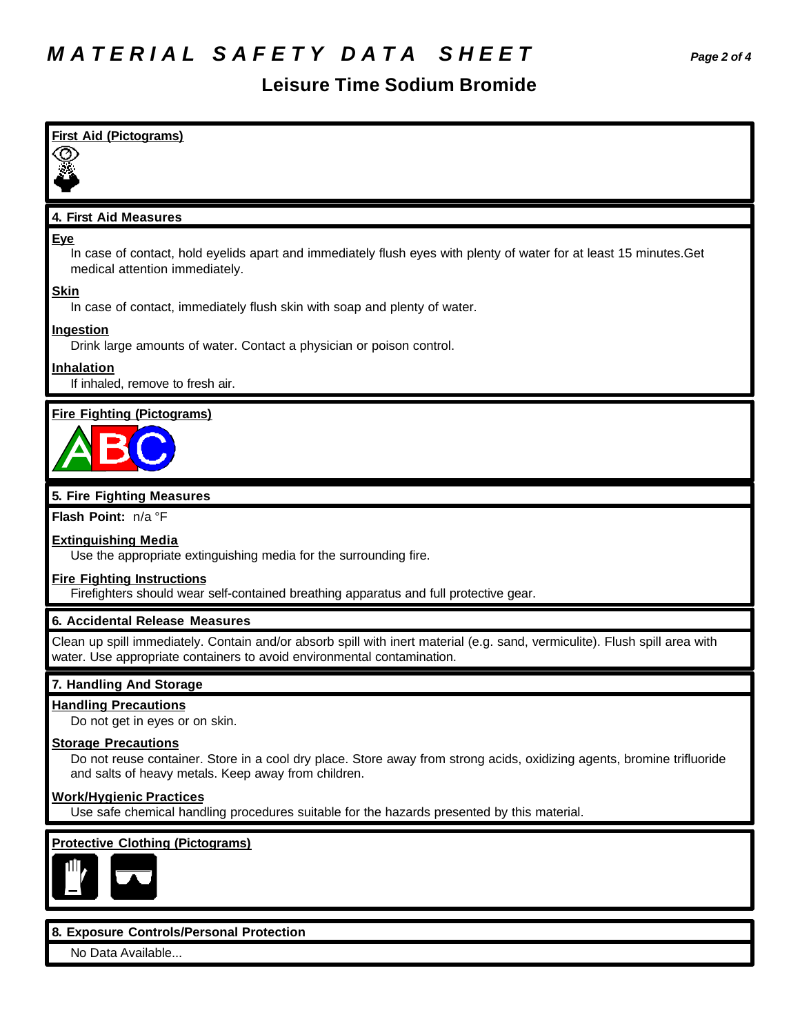# MATERIAL SAFETY DATA SHEET

## Leisure Time Sodium Bromide

### First Aid (Pictograms)

### 4. First Aid Measures

**Eye**

In case of contact, hold eyelids apart and immediately flush eyes with plenty of water for at least 15 minutes.Get medical attention immediately.

**Skin**

In case of contact, immediately flush skin with soap and plenty of water.

**Ingestion**

Drink large amounts of water. Contact a physician or poison control.

**Inhalation**

If inhaled, remove to fresh air.

### Fire Fighting (Pictograms)

### 5. Fire Fighting Measures

**Flash Point:** n/a °F

**Extinguishing Media**

Use the appropriate extinguishing media for the surrounding fire.

**Fire Fighting Instructions**

Firefighters should wear self-contained breathing apparatus and full protective gear.

### 6. Accidental Release Measures

Clean up spill immediately. Contain and/or absorb spill with inert material (e.g. sand, vermiculite). Flush spill area with water. Use appropriate containers to avoid environmental contamination.

### 7. Handling And Storage

**Handling Precautions**

Do not get in eyes or on skin.

**Storage Precautions**

Do not reuse container. Store in a cool dry place. Store away from strong acids, oxidizing agents, bromine trifluoride and salts of heavy metals. Keep away from children.

**Work/Hygienic Practices**

Use safe chemical handling procedures suitable for the hazards presented by this material.

### Protective Clothing (Pictograms)

### 8. Exposure Controls/Personal Protection

No Data Available...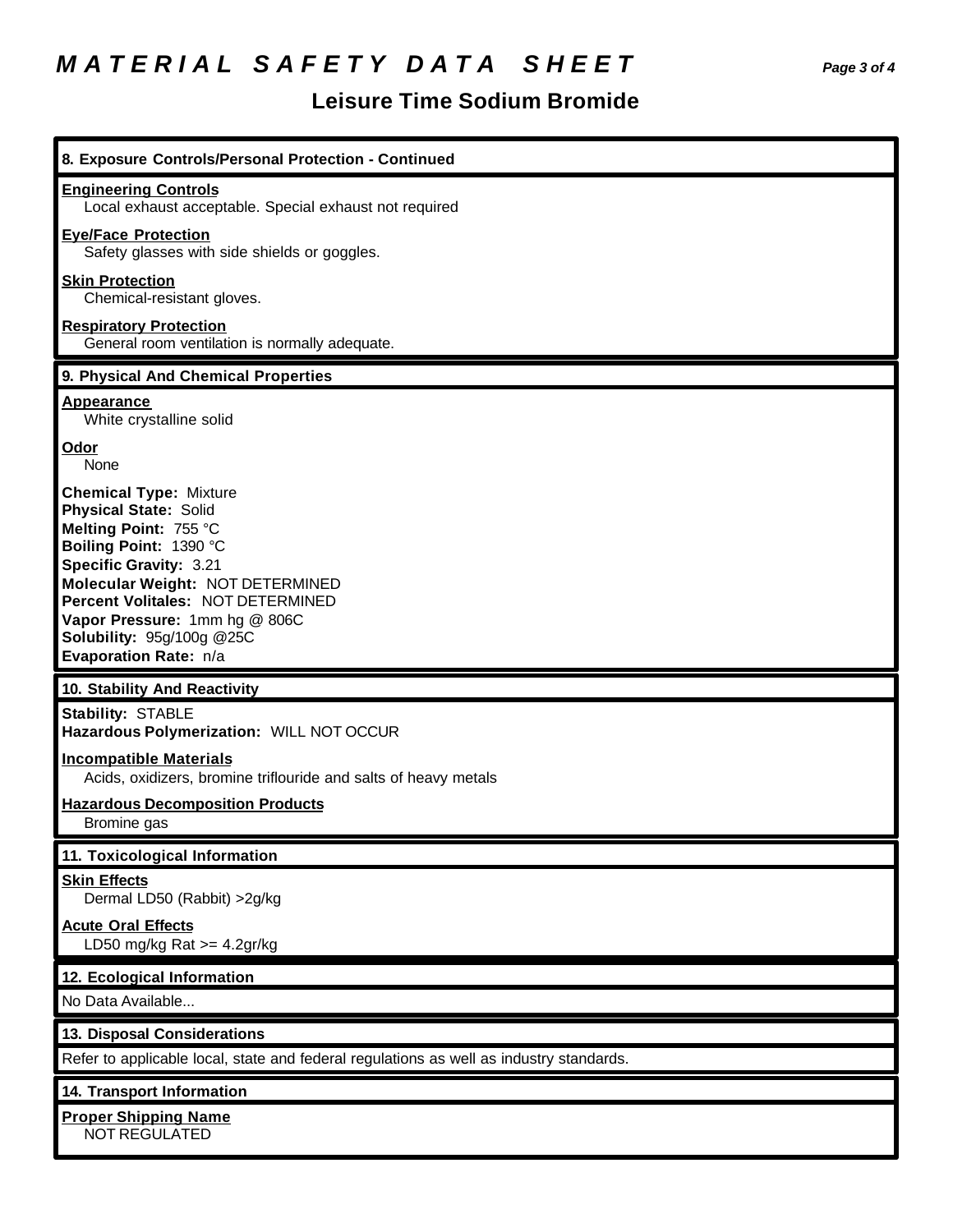# MATERIAL SAFETY DATA SHEET

## Leisure Time Sodium Bromide

### 8. Exposure Controls/Personal Protection - Continued

**Engineering Controls**
Local exhaust acceptable. Special exhaust not required

**Eye/Face Protection**
Safety glasses with side shields or goggles.

**Skin Protection**
Chemical-resistant gloves.

**Respiratory Protection**
General room ventilation is normally adequate.

### 9. Physical And Chemical Properties

**Appearance**
White crystalline solid

**Odor**
None

**Chemical Type:** Mixture
**Physical State:** Solid
**Melting Point:** 755 °C
**Boiling Point:** 1390 °C
**Specific Gravity:** 3.21
**Molecular Weight:** NOT DETERMINED
**Percent Volitales:** NOT DETERMINED
**Vapor Pressure:** 1mm hg @ 806C
**Solubility:** 95g/100g @25C
**Evaporation Rate:** n/a

### 10. Stability And Reactivity

**Stability:** STABLE
**Hazardous Polymerization:** WILL NOT OCCUR

**Incompatible Materials**
Acids, oxidizers, bromine triflouride and salts of heavy metals

**Hazardous Decomposition Products**
Bromine gas

### 11. Toxicological Information

**Skin Effects**
Dermal LD50 (Rabbit) >2g/kg

**Acute Oral Effects**
LD50 mg/kg Rat >= 4.2gr/kg

### 12. Ecological Information

No Data Available...

### 13. Disposal Considerations

Refer to applicable local, state and federal regulations as well as industry standards.

### 14. Transport Information

**Proper Shipping Name**
NOT REGULATED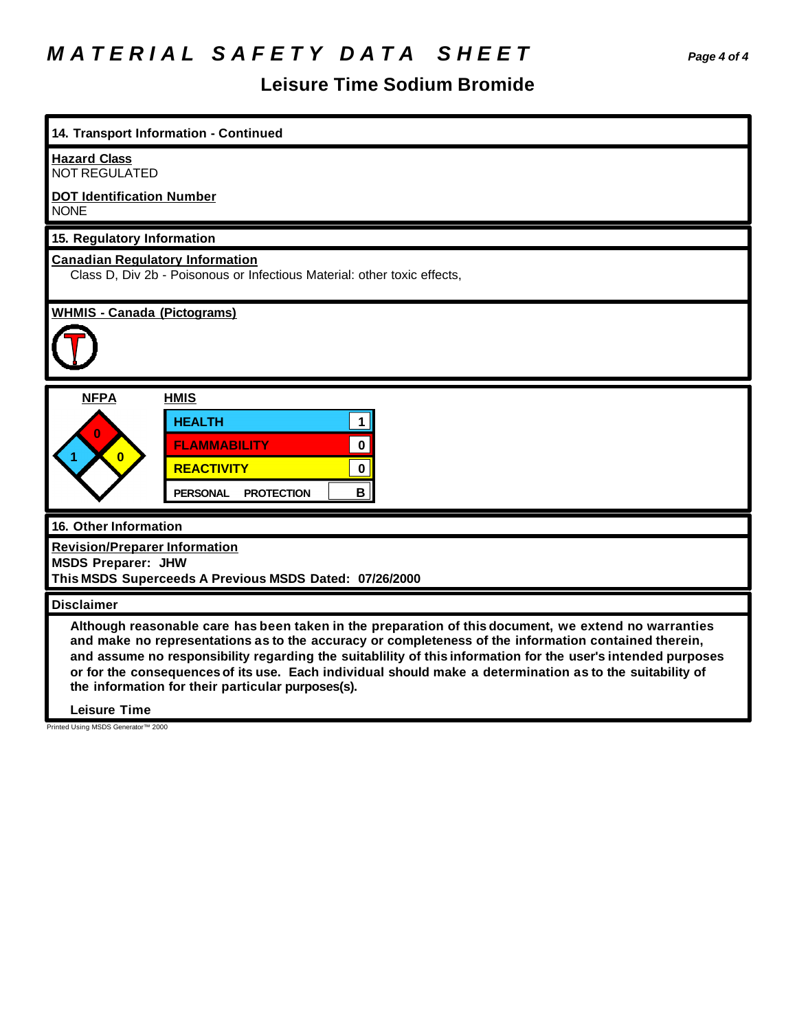# MATERIAL SAFETY DATA SHEET

## Leisure Time Sodium Bromide

### 14. Transport Information - Continued

**Hazard Class**
NOT REGULATED

**DOT Identification Number**
NONE

### 15. Regulatory Information

**Canadian Regulatory Information**
Class D, Div 2b - Poisonous or Infectious Material: other toxic effects,

**WHMIS - Canada (Pictograms)**

**NFPA**

0
1
0

**HMIS**

| | |
|---|---|
| HEALTH | 1 |
| FLAMMABILITY | 0 |
| REACTIVITY | 0 |
| PERSONAL PROTECTION | B |

### 16. Other Information

**Revision/Preparer Information**
**MSDS Preparer: JHW**
**This MSDS Superceeds A Previous MSDS Dated: 07/26/2000**

### Disclaimer

**Although reasonable care has been taken in the preparation of this document, we extend no warranties and make no representations as to the accuracy or completeness of the information contained therein, and assume no responsibility regarding the suitablility of this information for the user's intended purposes or for the consequences of its use. Each individual should make a determination as to the suitability of the information for their particular purposes(s).**

**Leisure Time**

Printed Using MSDS Generator™ 2000